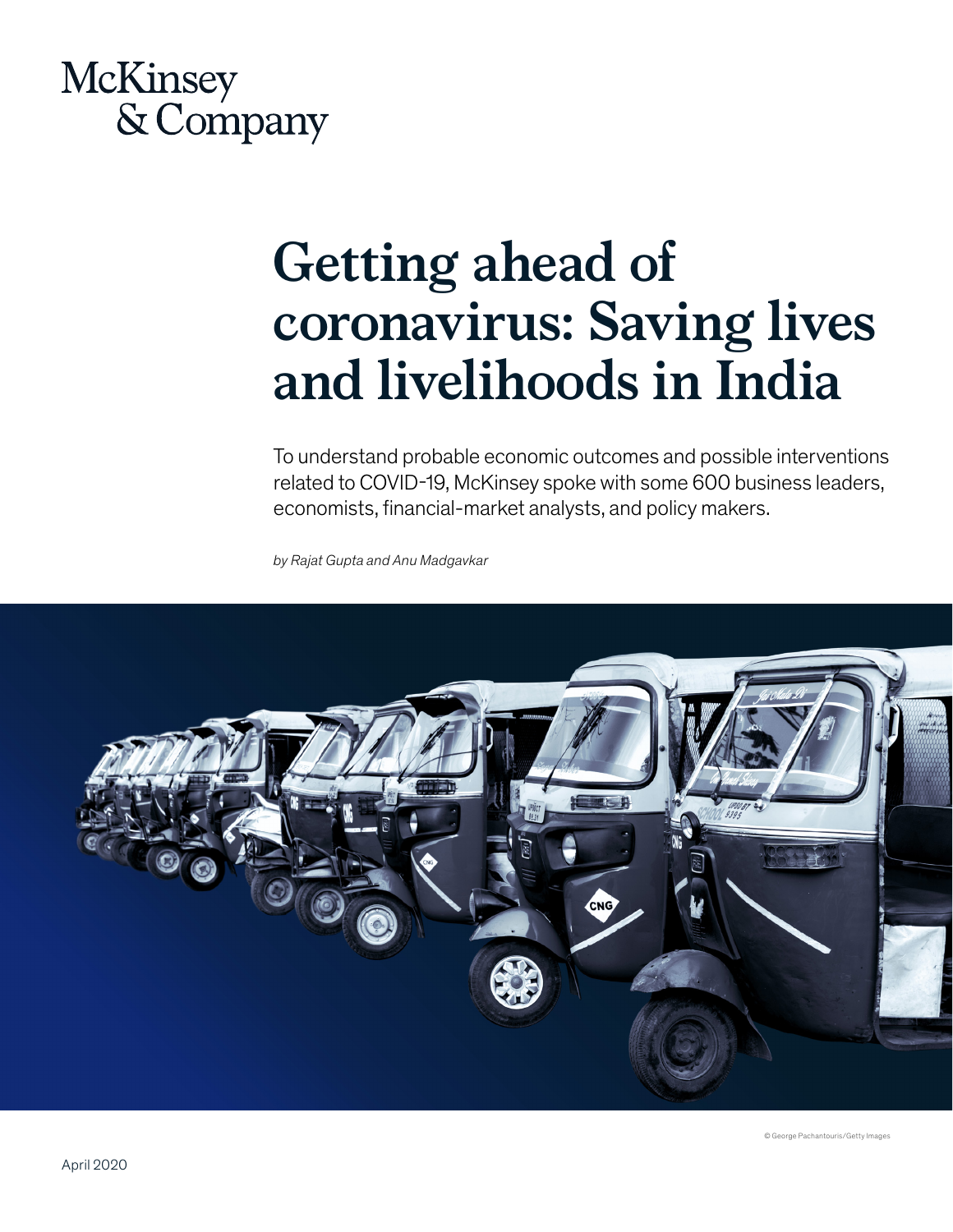McKinsey & Company

# Getting ahead of coronavirus: Saving lives and livelihoods in India

To understand probable economic outcomes and possible interventions related to COVID-19, McKinsey spoke with some 600 business leaders, economists, financial-market analysts, and policy makers.

*by Rajat Gupta and Anu Madgavkar*

© George Pachantouris/Getty Images

April 2020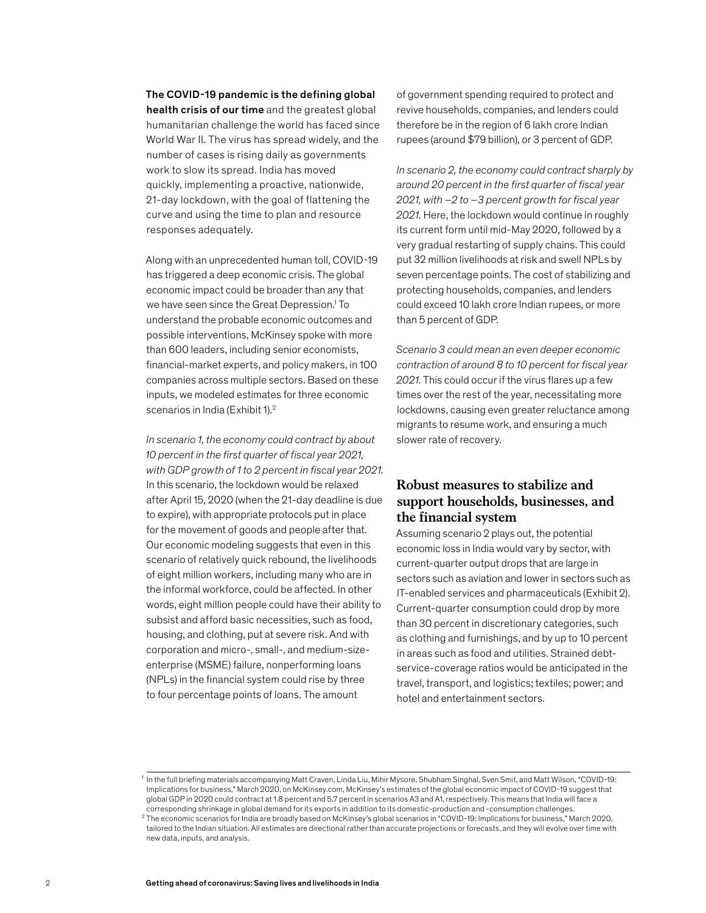**The COVID-19 pandemic is the defining global health crisis of our time** and the greatest global humanitarian challenge the world has faced since World War II. The virus has spread widely, and the number of cases is rising daily as governments work to slow its spread. India has moved quickly, implementing a proactive, nationwide, 21-day lockdown, with the goal of flattening the curve and using the time to plan and resource responses adequately.

Along with an unprecedented human toll, COVID-19 has triggered a deep economic crisis. The global economic impact could be broader than any that we have seen since the Great Depression.[1] To understand the probable economic outcomes and possible interventions, McKinsey spoke with more than 600 leaders, including senior economists, financial-market experts, and policy makers, in 100 companies across multiple sectors. Based on these inputs, we modeled estimates for three economic scenarios in India (Exhibit 1).[2]

*In scenario 1, the economy could contract by about 10 percent in the first quarter of fiscal year 2021, with GDP growth of 1 to 2 percent in fiscal year 2021.* In this scenario, the lockdown would be relaxed after April 15, 2020 (when the 21-day deadline is due to expire), with appropriate protocols put in place for the movement of goods and people after that. Our economic modeling suggests that even in this scenario of relatively quick rebound, the livelihoods of eight million workers, including many who are in the informal workforce, could be affected. In other words, eight million people could have their ability to subsist and afford basic necessities, such as food, housing, and clothing, put at severe risk. And with corporation and micro-, small-, and medium-size-enterprise (MSME) failure, nonperforming loans (NPLs) in the financial system could rise by three to four percentage points of loans. The amount of government spending required to protect and revive households, companies, and lenders could therefore be in the region of 6 lakh crore Indian rupees (around $79 billion), or 3 percent of GDP.

*In scenario 2, the economy could contract sharply by around 20 percent in the first quarter of fiscal year 2021, with –2 to –3 percent growth for fiscal year 2021.* Here, the lockdown would continue in roughly its current form until mid-May 2020, followed by a very gradual restarting of supply chains. This could put 32 million livelihoods at risk and swell NPLs by seven percentage points. The cost of stabilizing and protecting households, companies, and lenders could exceed 10 lakh crore Indian rupees, or more than 5 percent of GDP.

*Scenario 3 could mean an even deeper economic contraction of around 8 to 10 percent for fiscal year 2021.* This could occur if the virus flares up a few times over the rest of the year, necessitating more lockdowns, causing even greater reluctance among migrants to resume work, and ensuring a much slower rate of recovery.

## Robust measures to stabilize and support households, businesses, and the financial system

Assuming scenario 2 plays out, the potential economic loss in India would vary by sector, with current-quarter output drops that are large in sectors such as aviation and lower in sectors such as IT-enabled services and pharmaceuticals (Exhibit 2). Current-quarter consumption could drop by more than 30 percent in discretionary categories, such as clothing and furnishings, and by up to 10 percent in areas such as food and utilities. Strained debt-service-coverage ratios would be anticipated in the travel, transport, and logistics; textiles; power; and hotel and entertainment sectors.

[1] In the full briefing materials accompanying Matt Craven, Linda Liu, Mihir Mysore, Shubham Singhal, Sven Smit, and Matt Wilson, "COVID-19: Implications for business," March 2020, on McKinsey.com, McKinsey's estimates of the global economic impact of COVID-19 suggest that global GDP in 2020 could contract at 1.8 percent and 5.7 percent in scenarios A3 and A1, respectively. This means that India will face a corresponding shrinkage in global demand for its exports in addition to its domestic-production and -consumption challenges.

[2] The economic scenarios for India are broadly based on McKinsey's global scenarios in "COVID-19: Implications for business," March 2020, tailored to the Indian situation. All estimates are directional rather than accurate projections or forecasts, and they will evolve over time with new data, inputs, and analysis.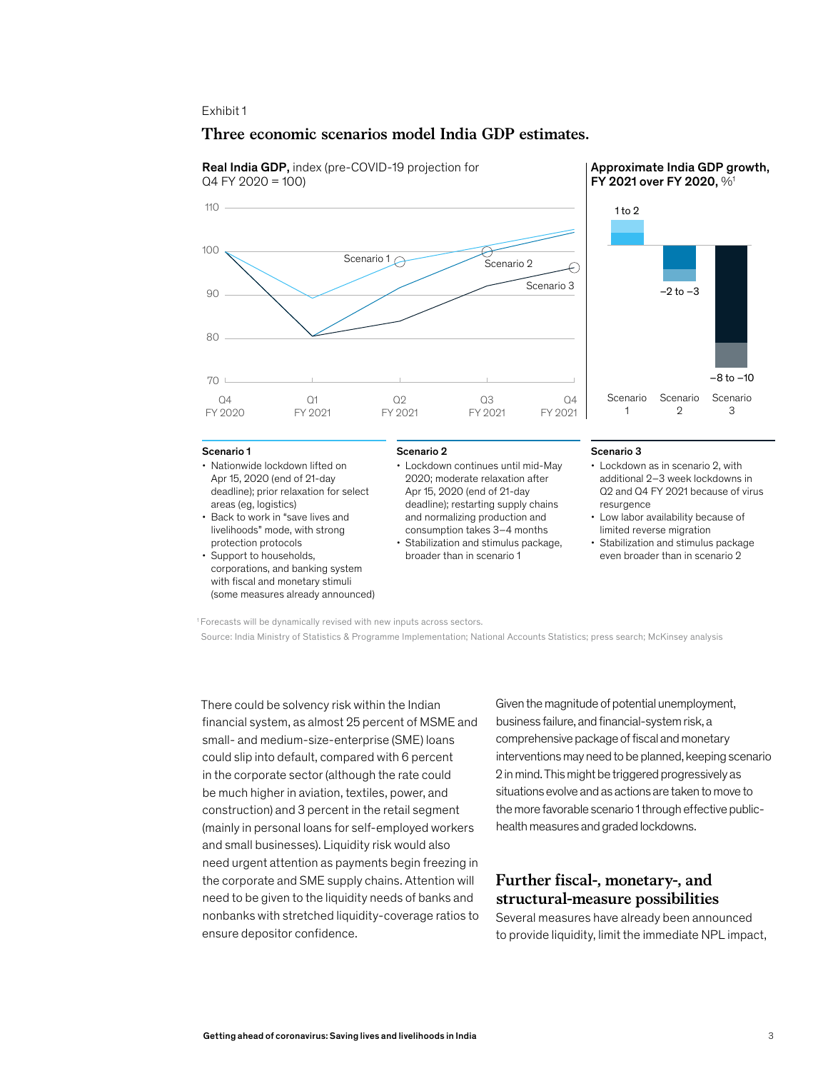Exhibit 1

### Three economic scenarios model India GDP estimates.

**Real India GDP,** index (pre-COVID-19 projection for Q4 FY 2020 = 100)

110
100
90
80
70

Scenario 1
Scenario 2
Scenario 3

Q4 FY 2020 | Q1 FY 2021 | Q2 FY 2021 | Q3 FY 2021 | Q4 FY 2021

**Approximate India GDP growth, FY 2021 over FY 2020,** %[1]

| Scenario 1 | Scenario 2 | Scenario 3 |
|---|---|---|
| 1 to 2 | –2 to –3 | –8 to –10 |

**Scenario 1**

- Nationwide lockdown lifted on Apr 15, 2020 (end of 21-day deadline); prior relaxation for select areas (eg, logistics)
- Back to work in "save lives and livelihoods" mode, with strong protection protocols
- Support to households, corporations, and banking system with fiscal and monetary stimuli (some measures already announced)

**Scenario 2**

- Lockdown continues until mid-May 2020; moderate relaxation after Apr 15, 2020 (end of 21-day deadline); restarting supply chains and normalizing production and consumption takes 3–4 months
- Stabilization and stimulus package, broader than in scenario 1

**Scenario 3**

- Lockdown as in scenario 2, with additional 2–3 week lockdowns in Q2 and Q4 FY 2021 because of virus resurgence
- Low labor availability because of limited reverse migration
- Stabilization and stimulus package even broader than in scenario 2

[1] Forecasts will be dynamically revised with new inputs across sectors.

Source: India Ministry of Statistics & Programme Implementation; National Accounts Statistics; press search; McKinsey analysis

There could be solvency risk within the Indian financial system, as almost 25 percent of MSME and small- and medium-size-enterprise (SME) loans could slip into default, compared with 6 percent in the corporate sector (although the rate could be much higher in aviation, textiles, power, and construction) and 3 percent in the retail segment (mainly in personal loans for self-employed workers and small businesses). Liquidity risk would also need urgent attention as payments begin freezing in the corporate and SME supply chains. Attention will need to be given to the liquidity needs of banks and nonbanks with stretched liquidity-coverage ratios to ensure depositor confidence.

Given the magnitude of potential unemployment, business failure, and financial-system risk, a comprehensive package of fiscal and monetary interventions may need to be planned, keeping scenario 2 in mind. This might be triggered progressively as situations evolve and as actions are taken to move to the more favorable scenario 1 through effective public-health measures and graded lockdowns.

## Further fiscal-, monetary-, and structural-measure possibilities

Several measures have already been announced to provide liquidity, limit the immediate NPL impact,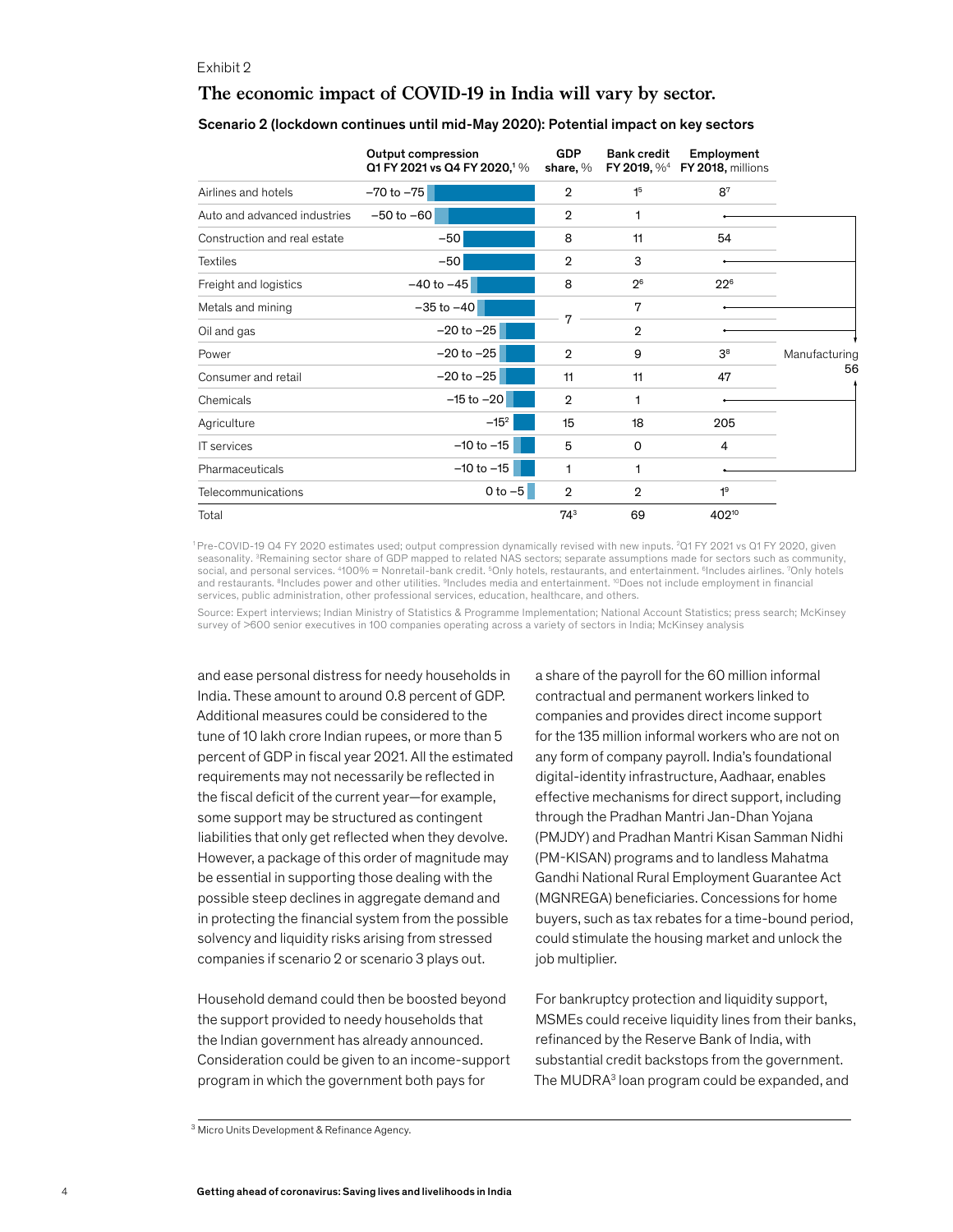Exhibit 2

## The economic impact of COVID-19 in India will vary by sector.

**Scenario 2 (lockdown continues until mid-May 2020): Potential impact on key sectors**

| | Output compression Q1 FY 2021 vs Q4 FY 2020,[1] % | GDP share, % | Bank credit FY 2019, %[4] | Employment FY 2018, millions |
|---|---|---|---|---|
| Airlines and hotels | –70 to –75 | 2 | 1[5] | 8[7] |
| Auto and advanced industries | –50 to –60 | 2 | 1 | Manufacturing 56 |
| Construction and real estate | –50 | 8 | 11 | 54 |
| Textiles | –50 | 2 | 3 | Manufacturing 56 |
| Freight and logistics | –40 to –45 | 8 | 2[6] | 22[6] |
| Metals and mining | –35 to –40 | 7 | 7 | Manufacturing 56 |
| Oil and gas | –20 to –25 | | 2 | Manufacturing 56 |
| Power | –20 to –25 | 2 | 9 | 3[8] |
| Consumer and retail | –20 to –25 | 11 | 11 | 47 |
| Chemicals | –15 to –20 | 2 | 1 | Manufacturing 56 |
| Agriculture | –15[2] | 15 | 18 | 205 |
| IT services | –10 to –15 | 5 | 0 | 4 |
| Pharmaceuticals | –10 to –15 | 1 | 1 | Manufacturing 56 |
| Telecommunications | 0 to –5 | 2 | 2 | 1[9] |
| Total | | 74[3] | 69 | 402[10] |

[1] Pre-COVID-19 Q4 FY 2020 estimates used; output compression dynamically revised with new inputs. [2] Q1 FY 2021 vs Q1 FY 2020, given seasonality. [3] Remaining sector share of GDP mapped to related NAS sectors; separate assumptions made for sectors such as community, social, and personal services. [4] 100% = Nonretail-bank credit. [5] Only hotels, restaurants, and entertainment. [6] Includes airlines. [7] Only hotels and restaurants. [8] Includes power and other utilities. [9] Includes media and entertainment. [10] Does not include employment in financial services, public administration, other professional services, education, healthcare, and others.

Source: Expert interviews; Indian Ministry of Statistics & Programme Implementation; National Account Statistics; press search; McKinsey survey of >600 senior executives in 100 companies operating across a variety of sectors in India; McKinsey analysis

and ease personal distress for needy households in India. These amount to around 0.8 percent of GDP. Additional measures could be considered to the tune of 10 lakh crore Indian rupees, or more than 5 percent of GDP in fiscal year 2021. All the estimated requirements may not necessarily be reflected in the fiscal deficit of the current year—for example, some support may be structured as contingent liabilities that only get reflected when they devolve. However, a package of this order of magnitude may be essential in supporting those dealing with the possible steep declines in aggregate demand and in protecting the financial system from the possible solvency and liquidity risks arising from stressed companies if scenario 2 or scenario 3 plays out.

Household demand could then be boosted beyond the support provided to needy households that the Indian government has already announced. Consideration could be given to an income-support program in which the government both pays for a share of the payroll for the 60 million informal contractual and permanent workers linked to companies and provides direct income support for the 135 million informal workers who are not on any form of company payroll. India's foundational digital-identity infrastructure, Aadhaar, enables effective mechanisms for direct support, including through the Pradhan Mantri Jan-Dhan Yojana (PMJDY) and Pradhan Mantri Kisan Samman Nidhi (PM-KISAN) programs and to landless Mahatma Gandhi National Rural Employment Guarantee Act (MGNREGA) beneficiaries. Concessions for home buyers, such as tax rebates for a time-bound period, could stimulate the housing market and unlock the job multiplier.

For bankruptcy protection and liquidity support, MSMEs could receive liquidity lines from their banks, refinanced by the Reserve Bank of India, with substantial credit backstops from the government. The MUDRA[3] loan program could be expanded, and

[3] Micro Units Development & Refinance Agency.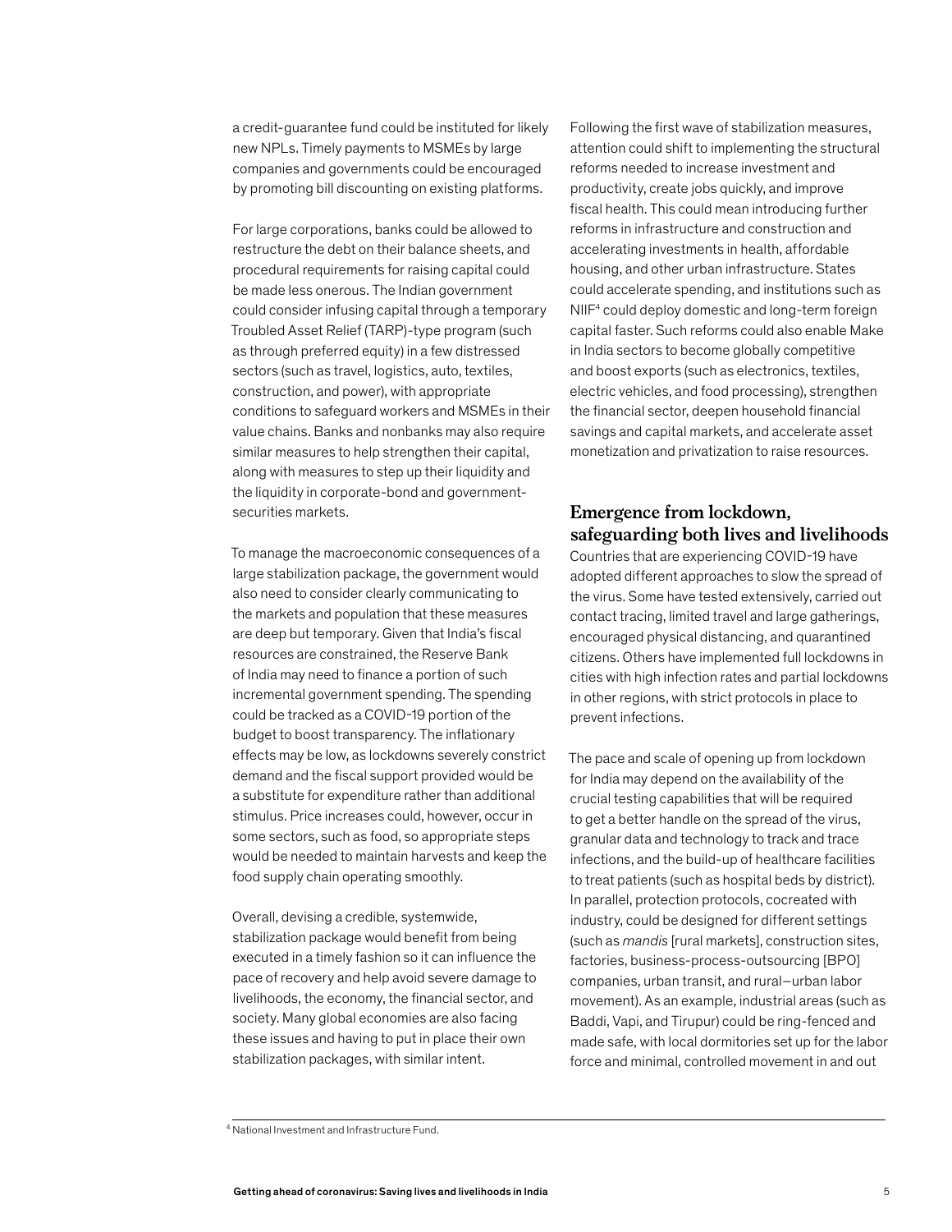a credit-guarantee fund could be instituted for likely new NPLs. Timely payments to MSMEs by large companies and governments could be encouraged by promoting bill discounting on existing platforms.

For large corporations, banks could be allowed to restructure the debt on their balance sheets, and procedural requirements for raising capital could be made less onerous. The Indian government could consider infusing capital through a temporary Troubled Asset Relief (TARP)-type program (such as through preferred equity) in a few distressed sectors (such as travel, logistics, auto, textiles, construction, and power), with appropriate conditions to safeguard workers and MSMEs in their value chains. Banks and nonbanks may also require similar measures to help strengthen their capital, along with measures to step up their liquidity and the liquidity in corporate-bond and government-securities markets.

To manage the macroeconomic consequences of a large stabilization package, the government would also need to consider clearly communicating to the markets and population that these measures are deep but temporary. Given that India's fiscal resources are constrained, the Reserve Bank of India may need to finance a portion of such incremental government spending. The spending could be tracked as a COVID-19 portion of the budget to boost transparency. The inflationary effects may be low, as lockdowns severely constrict demand and the fiscal support provided would be a substitute for expenditure rather than additional stimulus. Price increases could, however, occur in some sectors, such as food, so appropriate steps would be needed to maintain harvests and keep the food supply chain operating smoothly.

Overall, devising a credible, systemwide, stabilization package would benefit from being executed in a timely fashion so it can influence the pace of recovery and help avoid severe damage to livelihoods, the economy, the financial sector, and society. Many global economies are also facing these issues and having to put in place their own stabilization packages, with similar intent.

Following the first wave of stabilization measures, attention could shift to implementing the structural reforms needed to increase investment and productivity, create jobs quickly, and improve fiscal health. This could mean introducing further reforms in infrastructure and construction and accelerating investments in health, affordable housing, and other urban infrastructure. States could accelerate spending, and institutions such as NIIF[4] could deploy domestic and long-term foreign capital faster. Such reforms could also enable Make in India sectors to become globally competitive and boost exports (such as electronics, textiles, electric vehicles, and food processing), strengthen the financial sector, deepen household financial savings and capital markets, and accelerate asset monetization and privatization to raise resources.

## Emergence from lockdown, safeguarding both lives and livelihoods

Countries that are experiencing COVID-19 have adopted different approaches to slow the spread of the virus. Some have tested extensively, carried out contact tracing, limited travel and large gatherings, encouraged physical distancing, and quarantined citizens. Others have implemented full lockdowns in cities with high infection rates and partial lockdowns in other regions, with strict protocols in place to prevent infections.

The pace and scale of opening up from lockdown for India may depend on the availability of the crucial testing capabilities that will be required to get a better handle on the spread of the virus, granular data and technology to track and trace infections, and the build-up of healthcare facilities to treat patients (such as hospital beds by district). In parallel, protection protocols, cocreated with industry, could be designed for different settings (such as *mandis* [rural markets], construction sites, factories, business-process-outsourcing [BPO] companies, urban transit, and rural–urban labor movement). As an example, industrial areas (such as Baddi, Vapi, and Tirupur) could be ring-fenced and made safe, with local dormitories set up for the labor force and minimal, controlled movement in and out

[4] National Investment and Infrastructure Fund.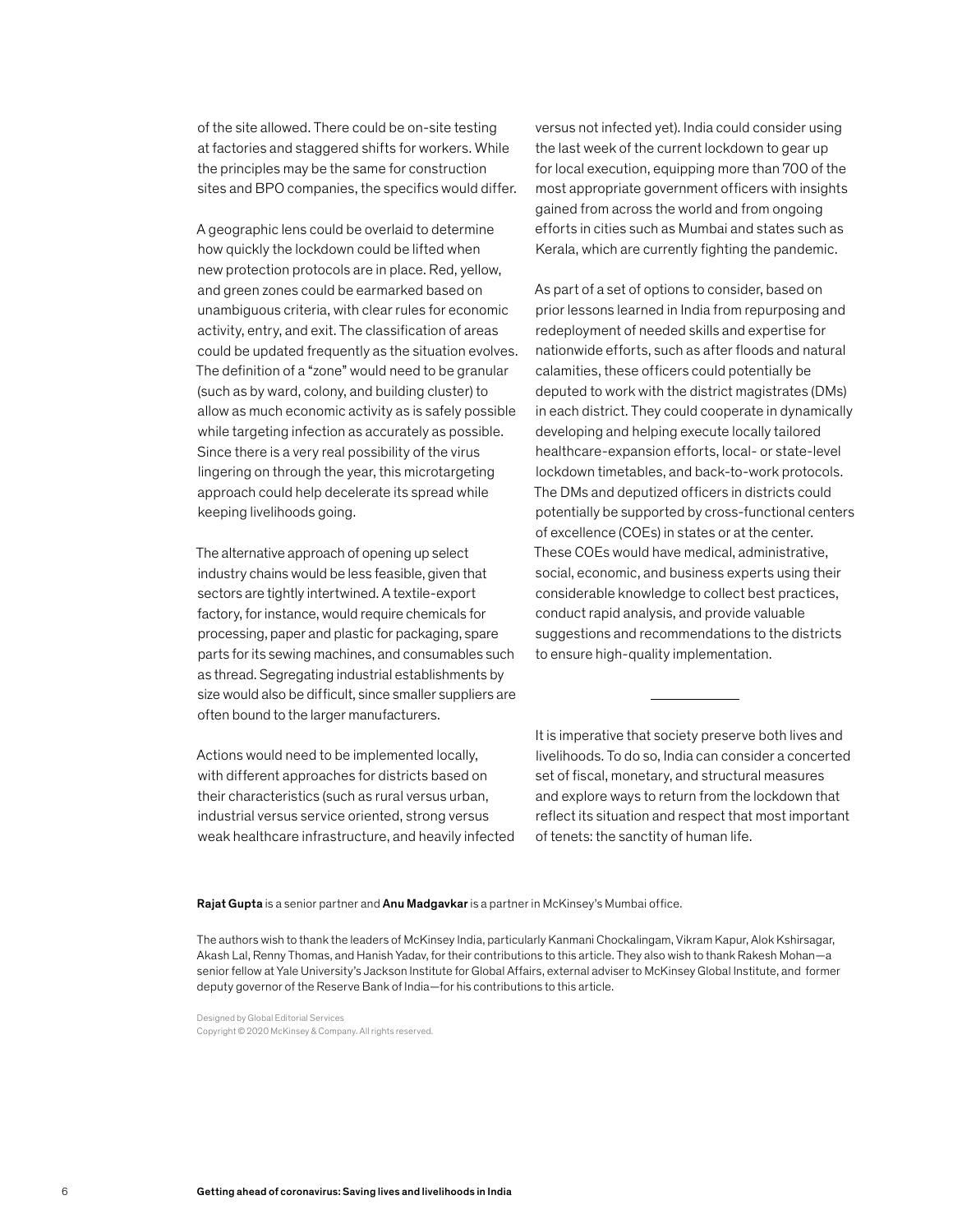of the site allowed. There could be on-site testing at factories and staggered shifts for workers. While the principles may be the same for construction sites and BPO companies, the specifics would differ.

A geographic lens could be overlaid to determine how quickly the lockdown could be lifted when new protection protocols are in place. Red, yellow, and green zones could be earmarked based on unambiguous criteria, with clear rules for economic activity, entry, and exit. The classification of areas could be updated frequently as the situation evolves. The definition of a "zone" would need to be granular (such as by ward, colony, and building cluster) to allow as much economic activity as is safely possible while targeting infection as accurately as possible. Since there is a very real possibility of the virus lingering on through the year, this microtargeting approach could help decelerate its spread while keeping livelihoods going.

The alternative approach of opening up select industry chains would be less feasible, given that sectors are tightly intertwined. A textile-export factory, for instance, would require chemicals for processing, paper and plastic for packaging, spare parts for its sewing machines, and consumables such as thread. Segregating industrial establishments by size would also be difficult, since smaller suppliers are often bound to the larger manufacturers.

Actions would need to be implemented locally, with different approaches for districts based on their characteristics (such as rural versus urban, industrial versus service oriented, strong versus weak healthcare infrastructure, and heavily infected versus not infected yet). India could consider using the last week of the current lockdown to gear up for local execution, equipping more than 700 of the most appropriate government officers with insights gained from across the world and from ongoing efforts in cities such as Mumbai and states such as Kerala, which are currently fighting the pandemic.

As part of a set of options to consider, based on prior lessons learned in India from repurposing and redeployment of needed skills and expertise for nationwide efforts, such as after floods and natural calamities, these officers could potentially be deputed to work with the district magistrates (DMs) in each district. They could cooperate in dynamically developing and helping execute locally tailored healthcare-expansion efforts, local- or state-level lockdown timetables, and back-to-work protocols. The DMs and deputized officers in districts could potentially be supported by cross-functional centers of excellence (COEs) in states or at the center. These COEs would have medical, administrative, social, economic, and business experts using their considerable knowledge to collect best practices, conduct rapid analysis, and provide valuable suggestions and recommendations to the districts to ensure high-quality implementation.

---

It is imperative that society preserve both lives and livelihoods. To do so, India can consider a concerted set of fiscal, monetary, and structural measures and explore ways to return from the lockdown that reflect its situation and respect that most important of tenets: the sanctity of human life.

**Rajat Gupta** is a senior partner and **Anu Madgavkar** is a partner in McKinsey's Mumbai office.

The authors wish to thank the leaders of McKinsey India, particularly Kanmani Chockalingam, Vikram Kapur, Alok Kshirsagar, Akash Lal, Renny Thomas, and Hanish Yadav, for their contributions to this article. They also wish to thank Rakesh Mohan—a senior fellow at Yale University's Jackson Institute for Global Affairs, external adviser to McKinsey Global Institute, and former deputy governor of the Reserve Bank of India—for his contributions to this article.

Designed by Global Editorial Services
Copyright © 2020 McKinsey & Company. All rights reserved.